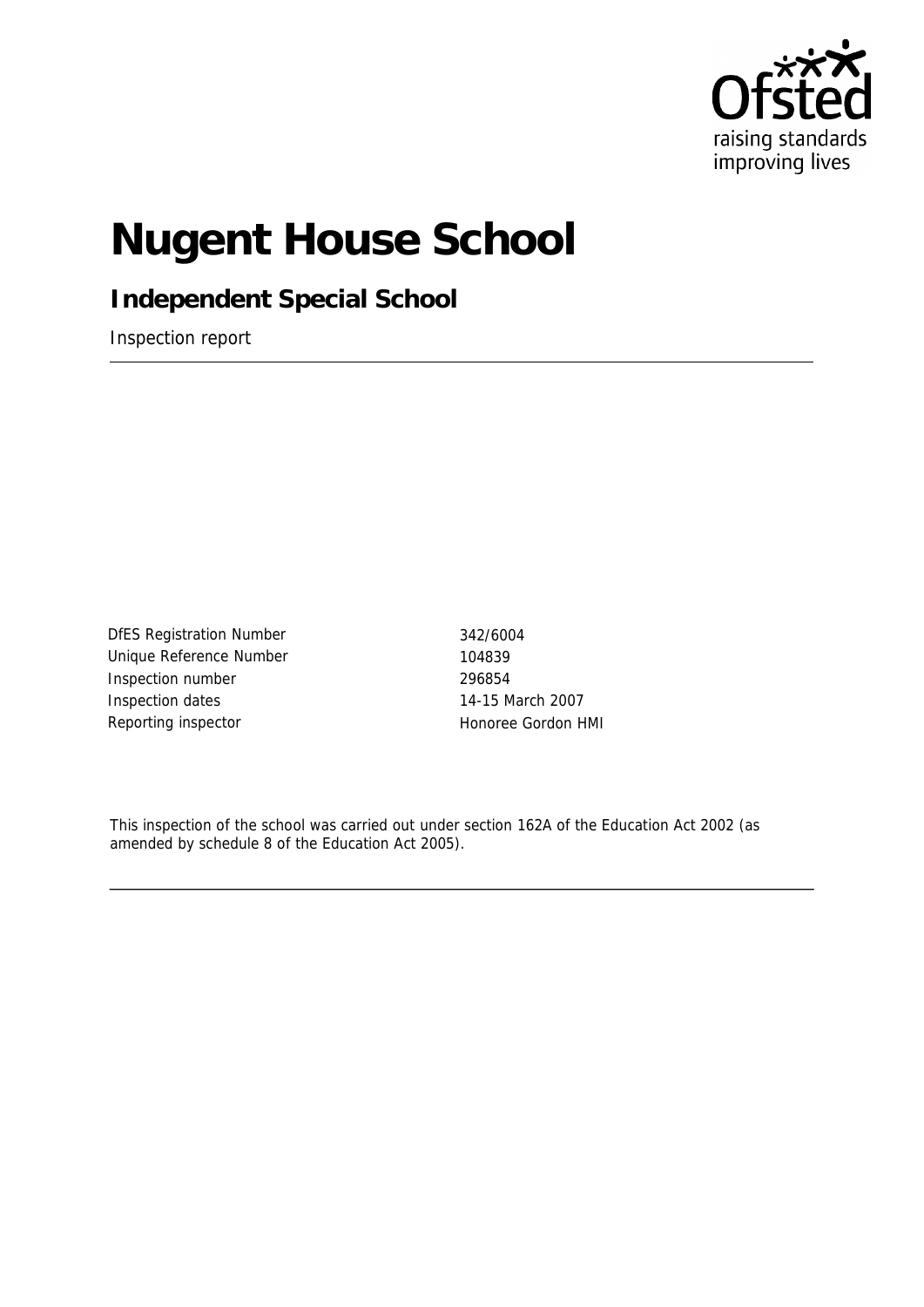Ofsted
raising standards
improving lives

# Nugent House School

## Independent Special School

Inspection report

| | |
|---|---|
| DfES Registration Number | 342/6004 |
| Unique Reference Number | 104839 |
| Inspection number | 296854 |
| Inspection dates | 14-15 March 2007 |
| Reporting inspector | Honoree Gordon HMI |

This inspection of the school was carried out under section 162A of the Education Act 2002 (as amended by schedule 8 of the Education Act 2005).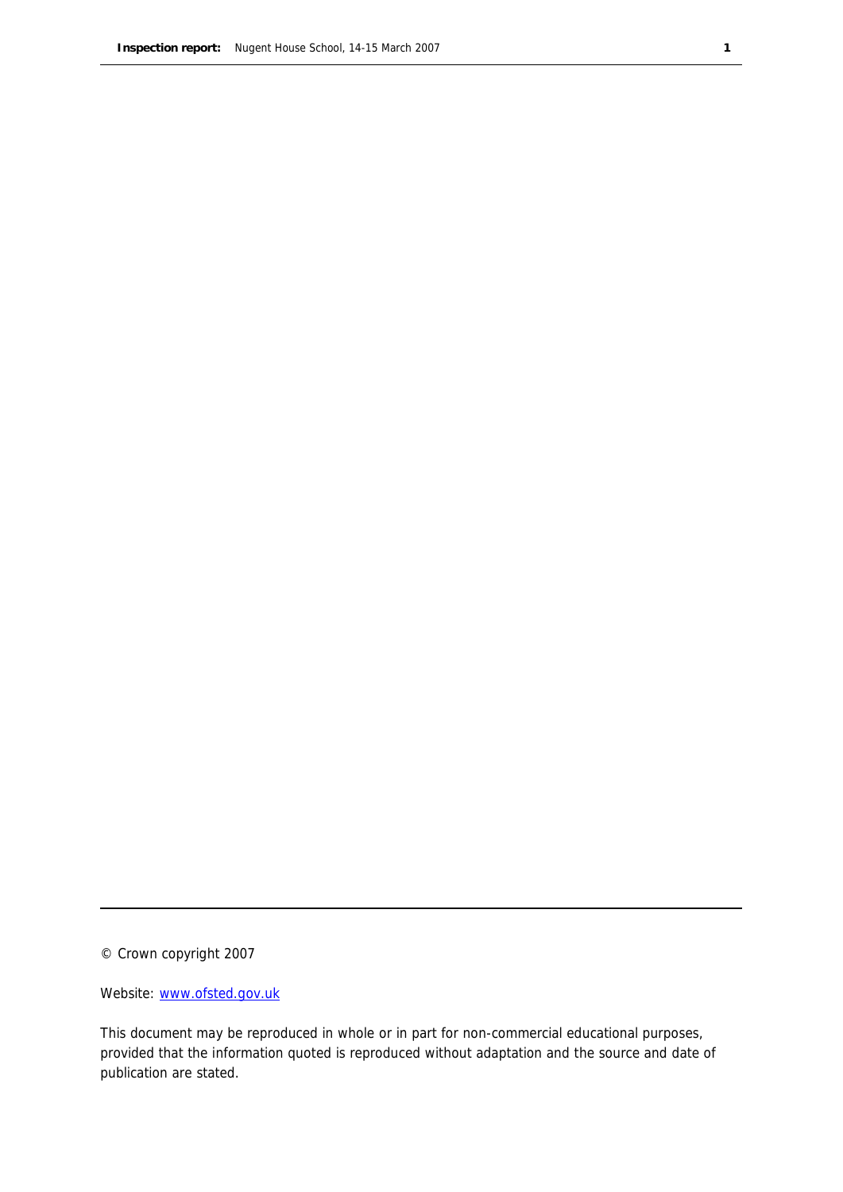© Crown copyright 2007

Website: [www.ofsted.gov.uk](http://www.ofsted.gov.uk)

This document may be reproduced in whole or in part for non-commercial educational purposes, provided that the information quoted is reproduced without adaptation and the source and date of publication are stated.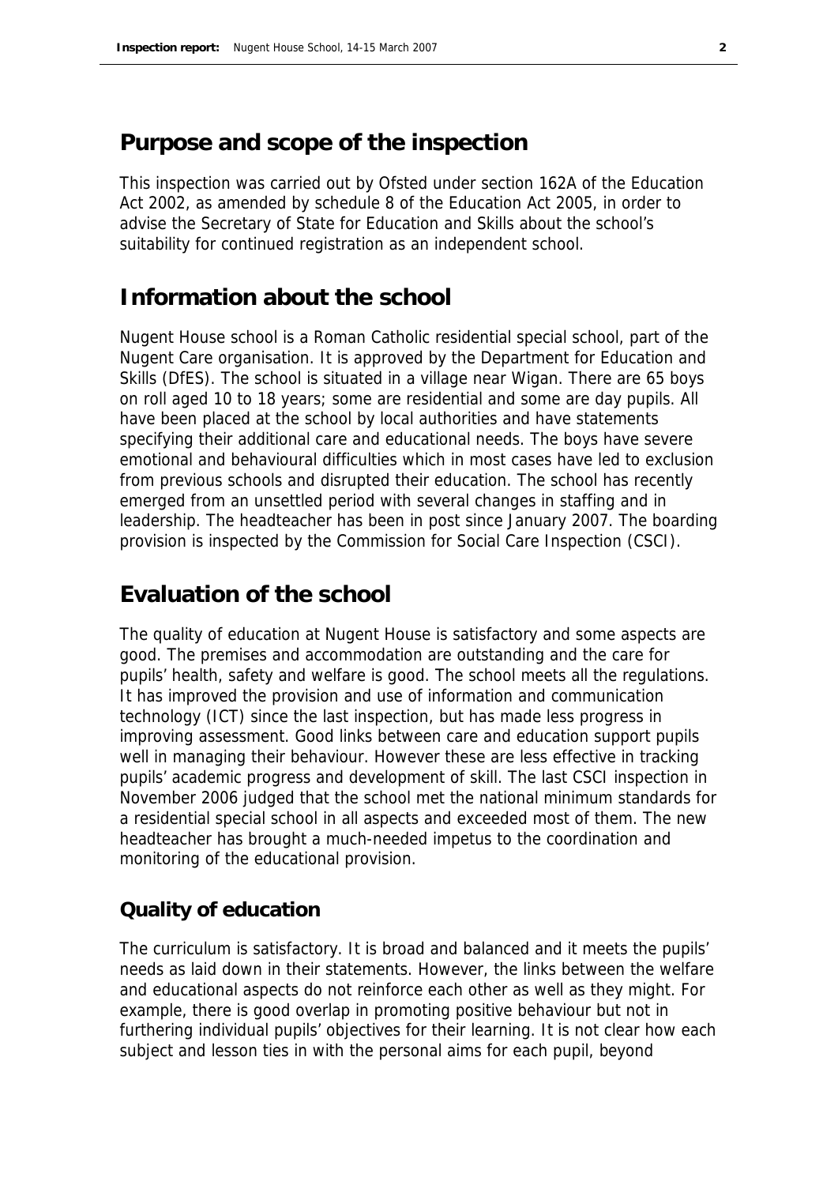## Purpose and scope of the inspection

This inspection was carried out by Ofsted under section 162A of the Education Act 2002, as amended by schedule 8 of the Education Act 2005, in order to advise the Secretary of State for Education and Skills about the school's suitability for continued registration as an independent school.

## Information about the school

Nugent House school is a Roman Catholic residential special school, part of the Nugent Care organisation. It is approved by the Department for Education and Skills (DfES). The school is situated in a village near Wigan. There are 65 boys on roll aged 10 to 18 years; some are residential and some are day pupils. All have been placed at the school by local authorities and have statements specifying their additional care and educational needs. The boys have severe emotional and behavioural difficulties which in most cases have led to exclusion from previous schools and disrupted their education. The school has recently emerged from an unsettled period with several changes in staffing and in leadership. The headteacher has been in post since January 2007. The boarding provision is inspected by the Commission for Social Care Inspection (CSCI).

## Evaluation of the school

The quality of education at Nugent House is satisfactory and some aspects are good. The premises and accommodation are outstanding and the care for pupils' health, safety and welfare is good. The school meets all the regulations. It has improved the provision and use of information and communication technology (ICT) since the last inspection, but has made less progress in improving assessment. Good links between care and education support pupils well in managing their behaviour. However these are less effective in tracking pupils' academic progress and development of skill. The last CSCI inspection in November 2006 judged that the school met the national minimum standards for a residential special school in all aspects and exceeded most of them. The new headteacher has brought a much-needed impetus to the coordination and monitoring of the educational provision.

### Quality of education

The curriculum is satisfactory. It is broad and balanced and it meets the pupils' needs as laid down in their statements. However, the links between the welfare and educational aspects do not reinforce each other as well as they might. For example, there is good overlap in promoting positive behaviour but not in furthering individual pupils' objectives for their learning. It is not clear how each subject and lesson ties in with the personal aims for each pupil, beyond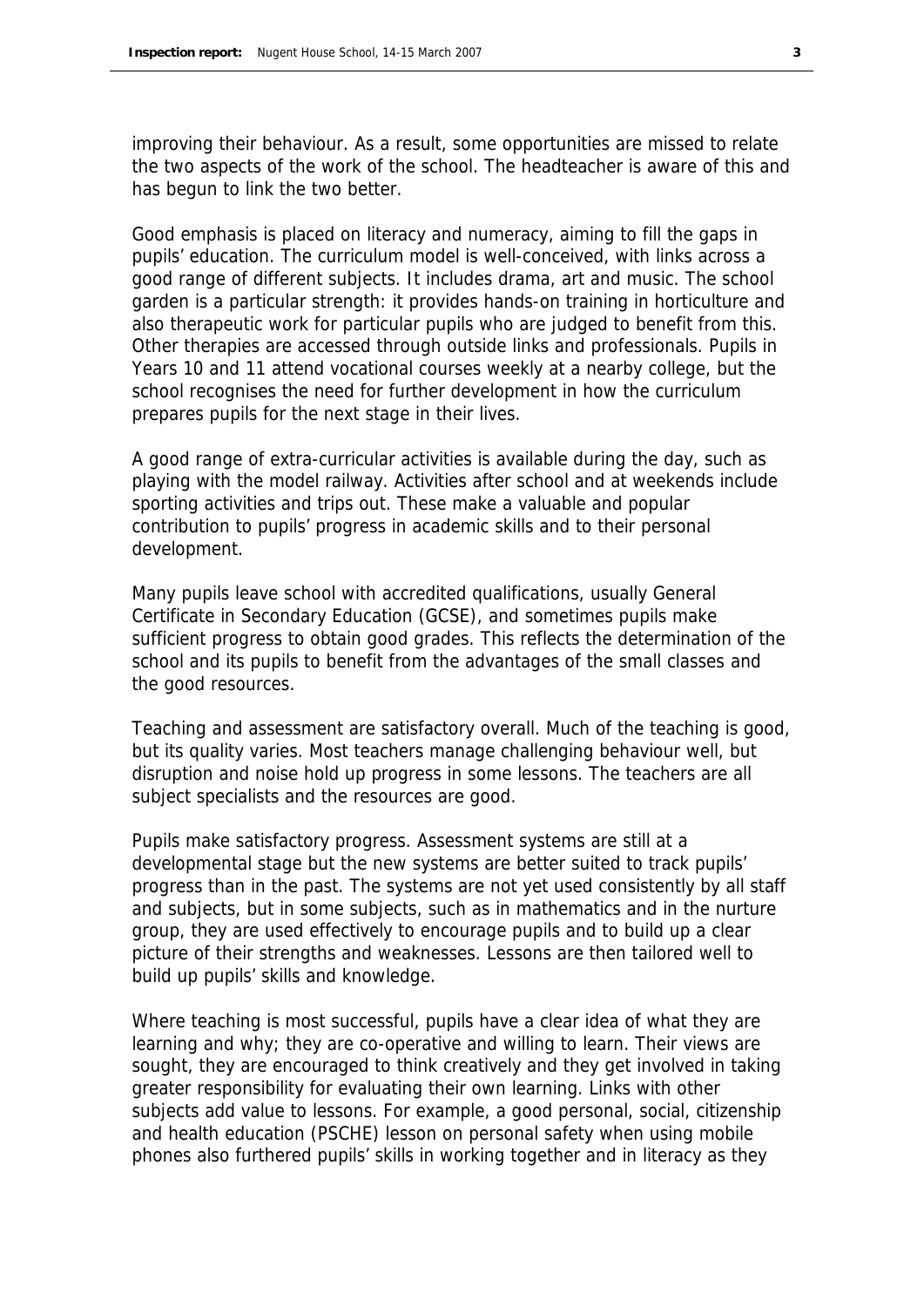improving their behaviour. As a result, some opportunities are missed to relate the two aspects of the work of the school. The headteacher is aware of this and has begun to link the two better.

Good emphasis is placed on literacy and numeracy, aiming to fill the gaps in pupils' education. The curriculum model is well-conceived, with links across a good range of different subjects. It includes drama, art and music. The school garden is a particular strength: it provides hands-on training in horticulture and also therapeutic work for particular pupils who are judged to benefit from this. Other therapies are accessed through outside links and professionals. Pupils in Years 10 and 11 attend vocational courses weekly at a nearby college, but the school recognises the need for further development in how the curriculum prepares pupils for the next stage in their lives.

A good range of extra-curricular activities is available during the day, such as playing with the model railway. Activities after school and at weekends include sporting activities and trips out. These make a valuable and popular contribution to pupils' progress in academic skills and to their personal development.

Many pupils leave school with accredited qualifications, usually General Certificate in Secondary Education (GCSE), and sometimes pupils make sufficient progress to obtain good grades. This reflects the determination of the school and its pupils to benefit from the advantages of the small classes and the good resources.

Teaching and assessment are satisfactory overall. Much of the teaching is good, but its quality varies. Most teachers manage challenging behaviour well, but disruption and noise hold up progress in some lessons. The teachers are all subject specialists and the resources are good.

Pupils make satisfactory progress. Assessment systems are still at a developmental stage but the new systems are better suited to track pupils' progress than in the past. The systems are not yet used consistently by all staff and subjects, but in some subjects, such as in mathematics and in the nurture group, they are used effectively to encourage pupils and to build up a clear picture of their strengths and weaknesses. Lessons are then tailored well to build up pupils' skills and knowledge.

Where teaching is most successful, pupils have a clear idea of what they are learning and why; they are co-operative and willing to learn. Their views are sought, they are encouraged to think creatively and they get involved in taking greater responsibility for evaluating their own learning. Links with other subjects add value to lessons. For example, a good personal, social, citizenship and health education (PSCHE) lesson on personal safety when using mobile phones also furthered pupils' skills in working together and in literacy as they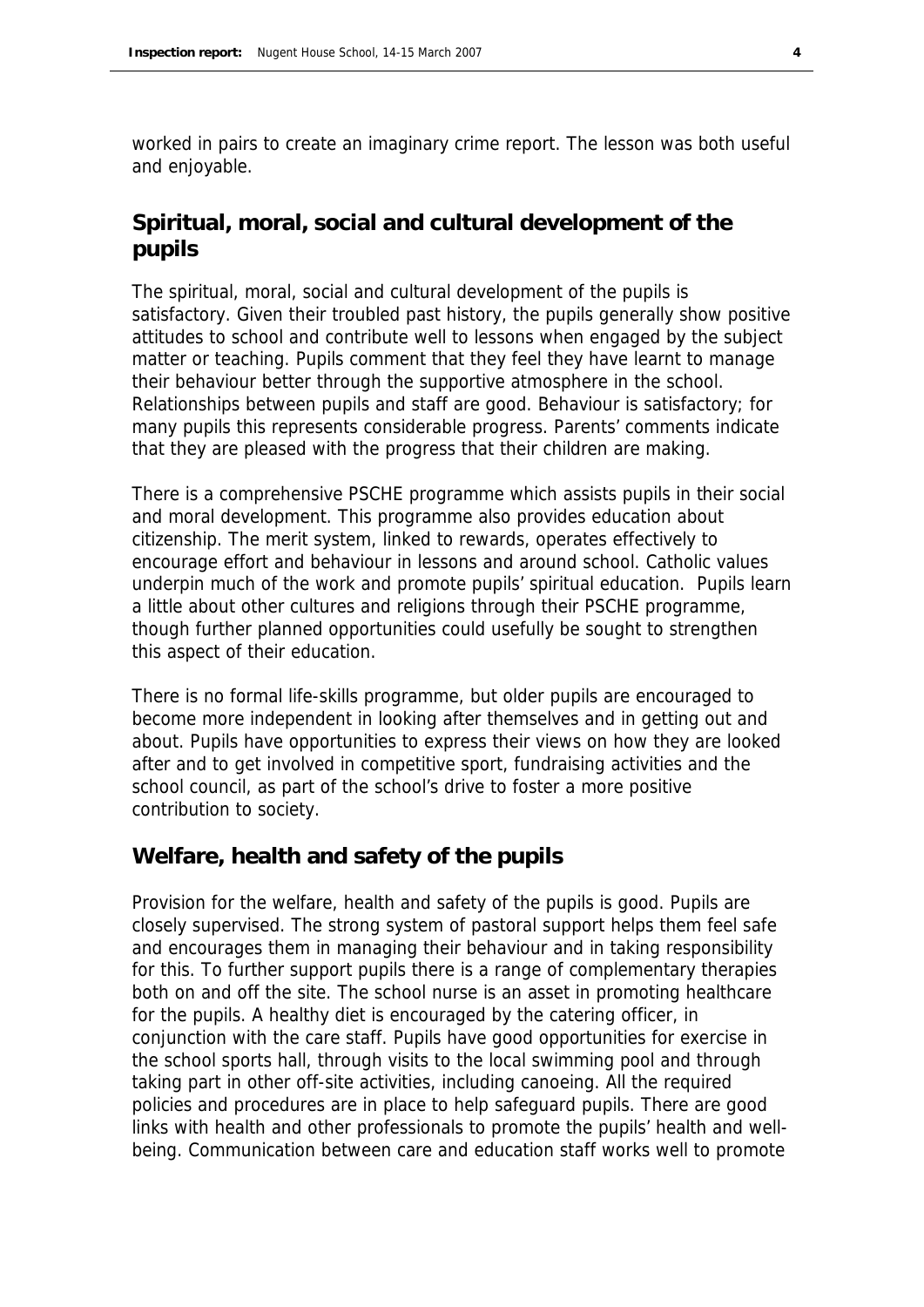worked in pairs to create an imaginary crime report. The lesson was both useful and enjoyable.

## Spiritual, moral, social and cultural development of the pupils

The spiritual, moral, social and cultural development of the pupils is satisfactory. Given their troubled past history, the pupils generally show positive attitudes to school and contribute well to lessons when engaged by the subject matter or teaching. Pupils comment that they feel they have learnt to manage their behaviour better through the supportive atmosphere in the school. Relationships between pupils and staff are good. Behaviour is satisfactory; for many pupils this represents considerable progress. Parents' comments indicate that they are pleased with the progress that their children are making.

There is a comprehensive PSCHE programme which assists pupils in their social and moral development. This programme also provides education about citizenship. The merit system, linked to rewards, operates effectively to encourage effort and behaviour in lessons and around school. Catholic values underpin much of the work and promote pupils' spiritual education. Pupils learn a little about other cultures and religions through their PSCHE programme, though further planned opportunities could usefully be sought to strengthen this aspect of their education.

There is no formal life-skills programme, but older pupils are encouraged to become more independent in looking after themselves and in getting out and about. Pupils have opportunities to express their views on how they are looked after and to get involved in competitive sport, fundraising activities and the school council, as part of the school's drive to foster a more positive contribution to society.

## Welfare, health and safety of the pupils

Provision for the welfare, health and safety of the pupils is good. Pupils are closely supervised. The strong system of pastoral support helps them feel safe and encourages them in managing their behaviour and in taking responsibility for this. To further support pupils there is a range of complementary therapies both on and off the site. The school nurse is an asset in promoting healthcare for the pupils. A healthy diet is encouraged by the catering officer, in conjunction with the care staff. Pupils have good opportunities for exercise in the school sports hall, through visits to the local swimming pool and through taking part in other off-site activities, including canoeing. All the required policies and procedures are in place to help safeguard pupils. There are good links with health and other professionals to promote the pupils' health and well-being. Communication between care and education staff works well to promote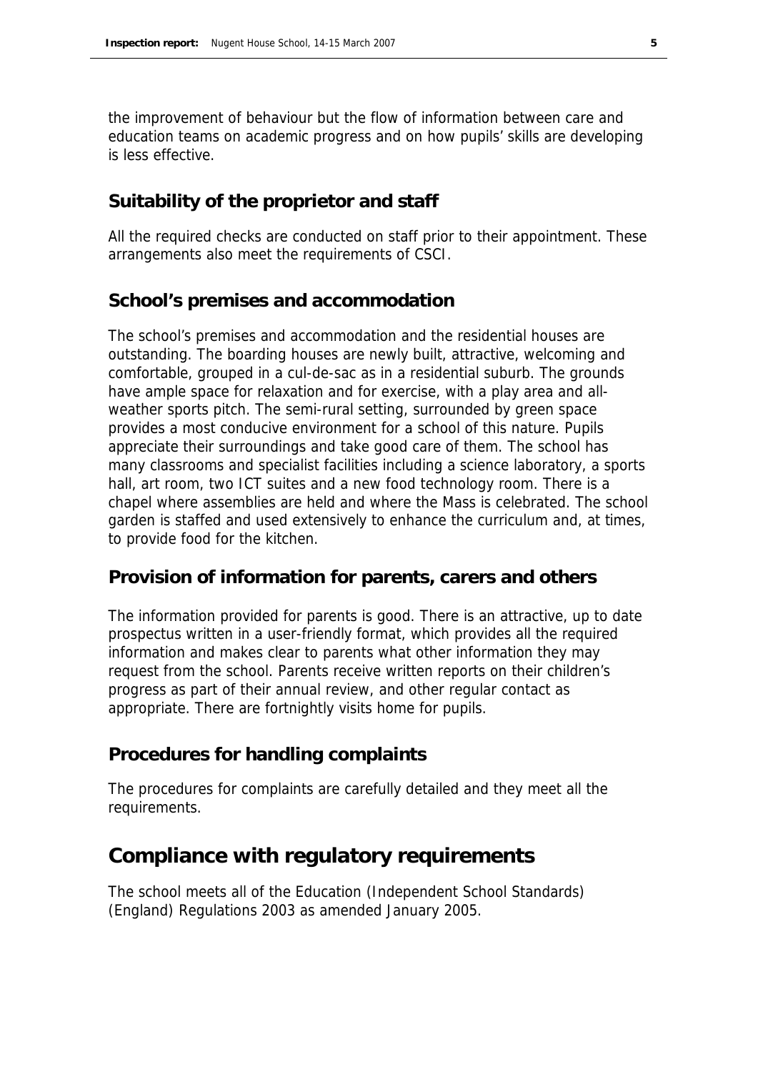the improvement of behaviour but the flow of information between care and education teams on academic progress and on how pupils' skills are developing is less effective.

### Suitability of the proprietor and staff

All the required checks are conducted on staff prior to their appointment. These arrangements also meet the requirements of CSCI.

### School's premises and accommodation

The school's premises and accommodation and the residential houses are outstanding. The boarding houses are newly built, attractive, welcoming and comfortable, grouped in a cul-de-sac as in a residential suburb. The grounds have ample space for relaxation and for exercise, with a play area and all-weather sports pitch. The semi-rural setting, surrounded by green space provides a most conducive environment for a school of this nature. Pupils appreciate their surroundings and take good care of them. The school has many classrooms and specialist facilities including a science laboratory, a sports hall, art room, two ICT suites and a new food technology room. There is a chapel where assemblies are held and where the Mass is celebrated. The school garden is staffed and used extensively to enhance the curriculum and, at times, to provide food for the kitchen.

### Provision of information for parents, carers and others

The information provided for parents is good. There is an attractive, up to date prospectus written in a user-friendly format, which provides all the required information and makes clear to parents what other information they may request from the school. Parents receive written reports on their children's progress as part of their annual review, and other regular contact as appropriate. There are fortnightly visits home for pupils.

### Procedures for handling complaints

The procedures for complaints are carefully detailed and they meet all the requirements.

## Compliance with regulatory requirements

The school meets all of the Education (Independent School Standards) (England) Regulations 2003 as amended January 2005.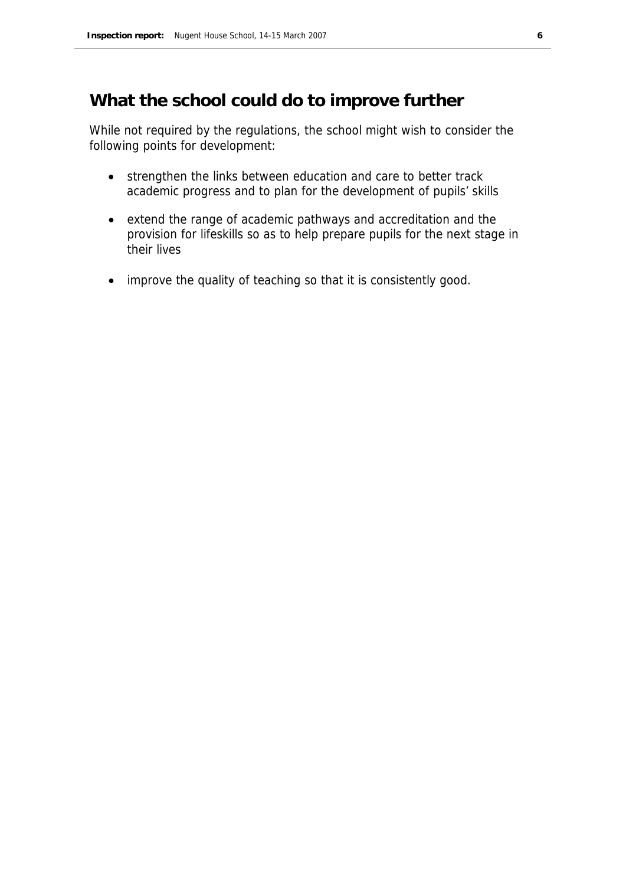## What the school could do to improve further

While not required by the regulations, the school might wish to consider the following points for development:

- strengthen the links between education and care to better track academic progress and to plan for the development of pupils' skills
- extend the range of academic pathways and accreditation and the provision for lifeskills so as to help prepare pupils for the next stage in their lives
- improve the quality of teaching so that it is consistently good.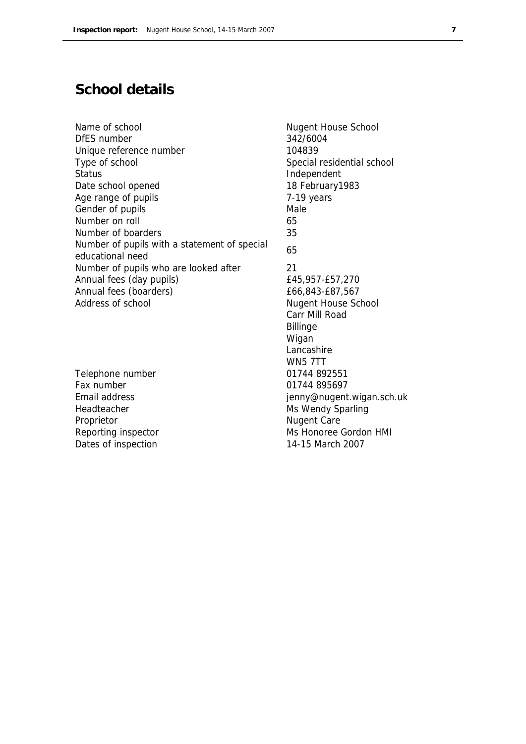## School details

| | |
|---|---|
| Name of school | Nugent House School |
| DfES number | 342/6004 |
| Unique reference number | 104839 |
| Type of school | Special residential school |
| Status | Independent |
| Date school opened | 18 February1983 |
| Age range of pupils | 7-19 years |
| Gender of pupils | Male |
| Number on roll | 65 |
| Number of boarders | 35 |
| Number of pupils with a statement of special educational need | 65 |
| Number of pupils who are looked after | 21 |
| Annual fees (day pupils) | £45,957-£57,270 |
| Annual fees (boarders) | £66,843-£87,567 |
| Address of school | Nugent House School<br>Carr Mill Road<br>Billinge<br>Wigan<br>Lancashire<br>WN5 7TT |
| Telephone number | 01744 892551 |
| Fax number | 01744 895697 |
| Email address | jenny@nugent.wigan.sch.uk |
| Headteacher | Ms Wendy Sparling |
| Proprietor | Nugent Care |
| Reporting inspector | Ms Honoree Gordon HMI |
| Dates of inspection | 14-15 March 2007 |